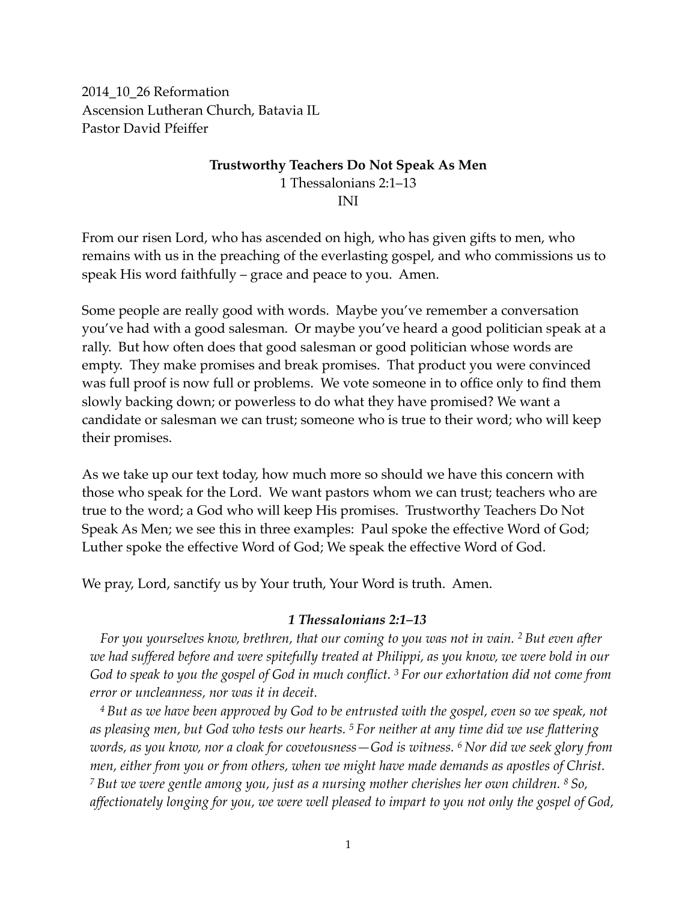2014_10_26 Reformation
Ascension Lutheran Church, Batavia IL
Pastor David Pfeiffer

**Trustworthy Teachers Do Not Speak As Men**

1 Thessalonians 2:1–13

INI

From our risen Lord, who has ascended on high, who has given gifts to men, who remains with us in the preaching of the everlasting gospel, and who commissions us to speak His word faithfully – grace and peace to you. Amen.

Some people are really good with words. Maybe you've remember a conversation you've had with a good salesman. Or maybe you've heard a good politician speak at a rally. But how often does that good salesman or good politician whose words are empty. They make promises and break promises. That product you were convinced was full proof is now full or problems. We vote someone in to office only to find them slowly backing down; or powerless to do what they have promised? We want a candidate or salesman we can trust; someone who is true to their word; who will keep their promises.

As we take up our text today, how much more so should we have this concern with those who speak for the Lord. We want pastors whom we can trust; teachers who are true to the word; a God who will keep His promises. Trustworthy Teachers Do Not Speak As Men; we see this in three examples: Paul spoke the effective Word of God; Luther spoke the effective Word of God; We speak the effective Word of God.

We pray, Lord, sanctify us by Your truth, Your Word is truth. Amen.

***1 Thessalonians 2:1–13***

*For you yourselves know, brethren, that our coming to you was not in vain. [2] But even after we had suffered before and were spitefully treated at Philippi, as you know, we were bold in our God to speak to you the gospel of God in much conflict. [3] For our exhortation did not come from error or uncleanness, nor was it in deceit.*

*[4] But as we have been approved by God to be entrusted with the gospel, even so we speak, not as pleasing men, but God who tests our hearts. [5] For neither at any time did we use flattering words, as you know, nor a cloak for covetousness—God is witness. [6] Nor did we seek glory from men, either from you or from others, when we might have made demands as apostles of Christ. [7] But we were gentle among you, just as a nursing mother cherishes her own children. [8] So, affectionately longing for you, we were well pleased to impart to you not only the gospel of God,*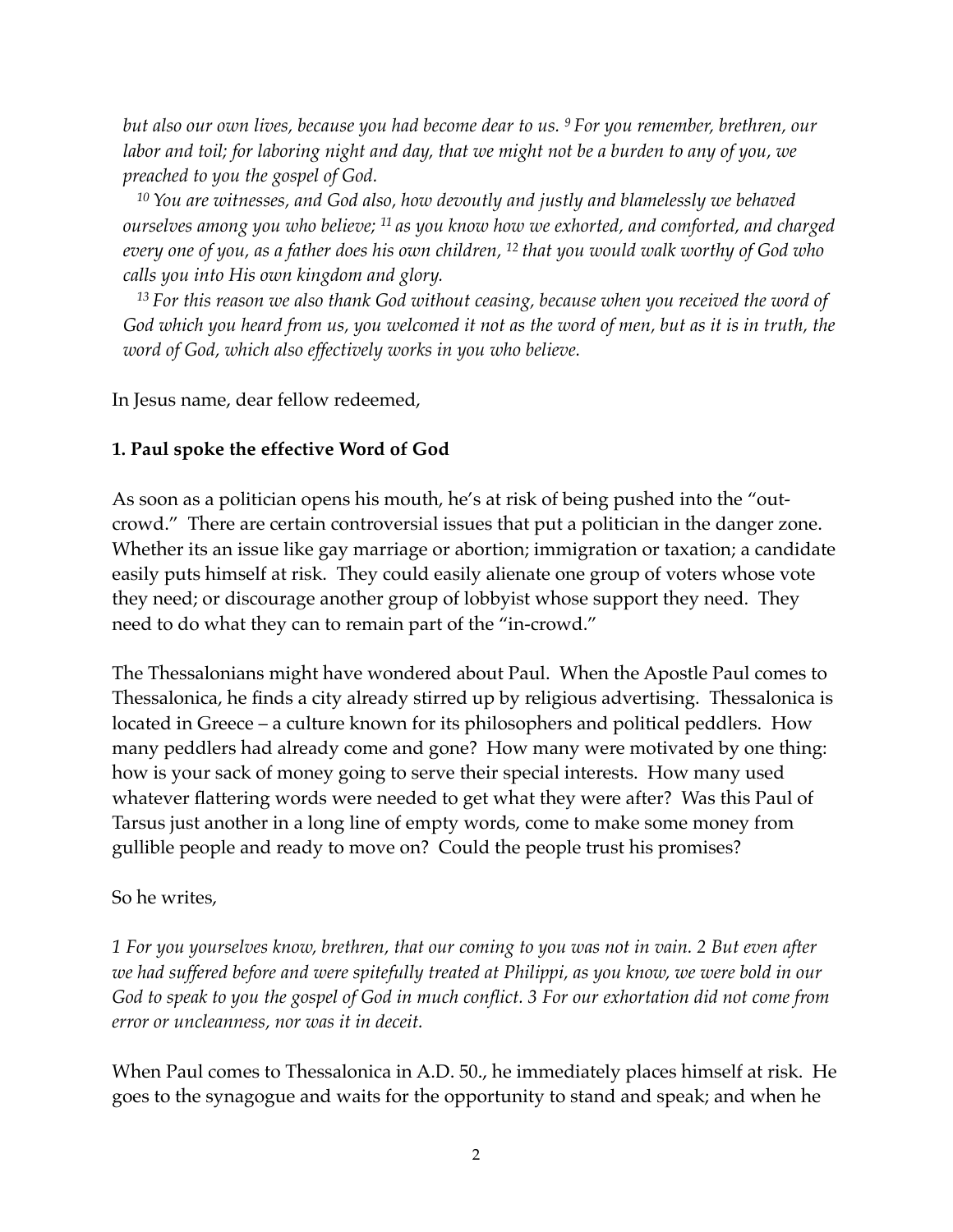*but also our own lives, because you had become dear to us. [9] For you remember, brethren, our labor and toil; for laboring night and day, that we might not be a burden to any of you, we preached to you the gospel of God.*

*[10] You are witnesses, and God also, how devoutly and justly and blamelessly we behaved ourselves among you who believe; [11] as you know how we exhorted, and comforted, and charged every one of you, as a father does his own children, [12] that you would walk worthy of God who calls you into His own kingdom and glory.*

*[13] For this reason we also thank God without ceasing, because when you received the word of God which you heard from us, you welcomed it not as the word of men, but as it is in truth, the word of God, which also effectively works in you who believe.*

In Jesus name, dear fellow redeemed,

**1. Paul spoke the effective Word of God**

As soon as a politician opens his mouth, he's at risk of being pushed into the "out-crowd." There are certain controversial issues that put a politician in the danger zone. Whether its an issue like gay marriage or abortion; immigration or taxation; a candidate easily puts himself at risk. They could easily alienate one group of voters whose vote they need; or discourage another group of lobbyist whose support they need. They need to do what they can to remain part of the "in-crowd."

The Thessalonians might have wondered about Paul. When the Apostle Paul comes to Thessalonica, he finds a city already stirred up by religious advertising. Thessalonica is located in Greece – a culture known for its philosophers and political peddlers. How many peddlers had already come and gone? How many were motivated by one thing: how is your sack of money going to serve their special interests. How many used whatever flattering words were needed to get what they were after? Was this Paul of Tarsus just another in a long line of empty words, come to make some money from gullible people and ready to move on? Could the people trust his promises?

So he writes,

*1 For you yourselves know, brethren, that our coming to you was not in vain. 2 But even after we had suffered before and were spitefully treated at Philippi, as you know, we were bold in our God to speak to you the gospel of God in much conflict. 3 For our exhortation did not come from error or uncleanness, nor was it in deceit.*

When Paul comes to Thessalonica in A.D. 50., he immediately places himself at risk. He goes to the synagogue and waits for the opportunity to stand and speak; and when he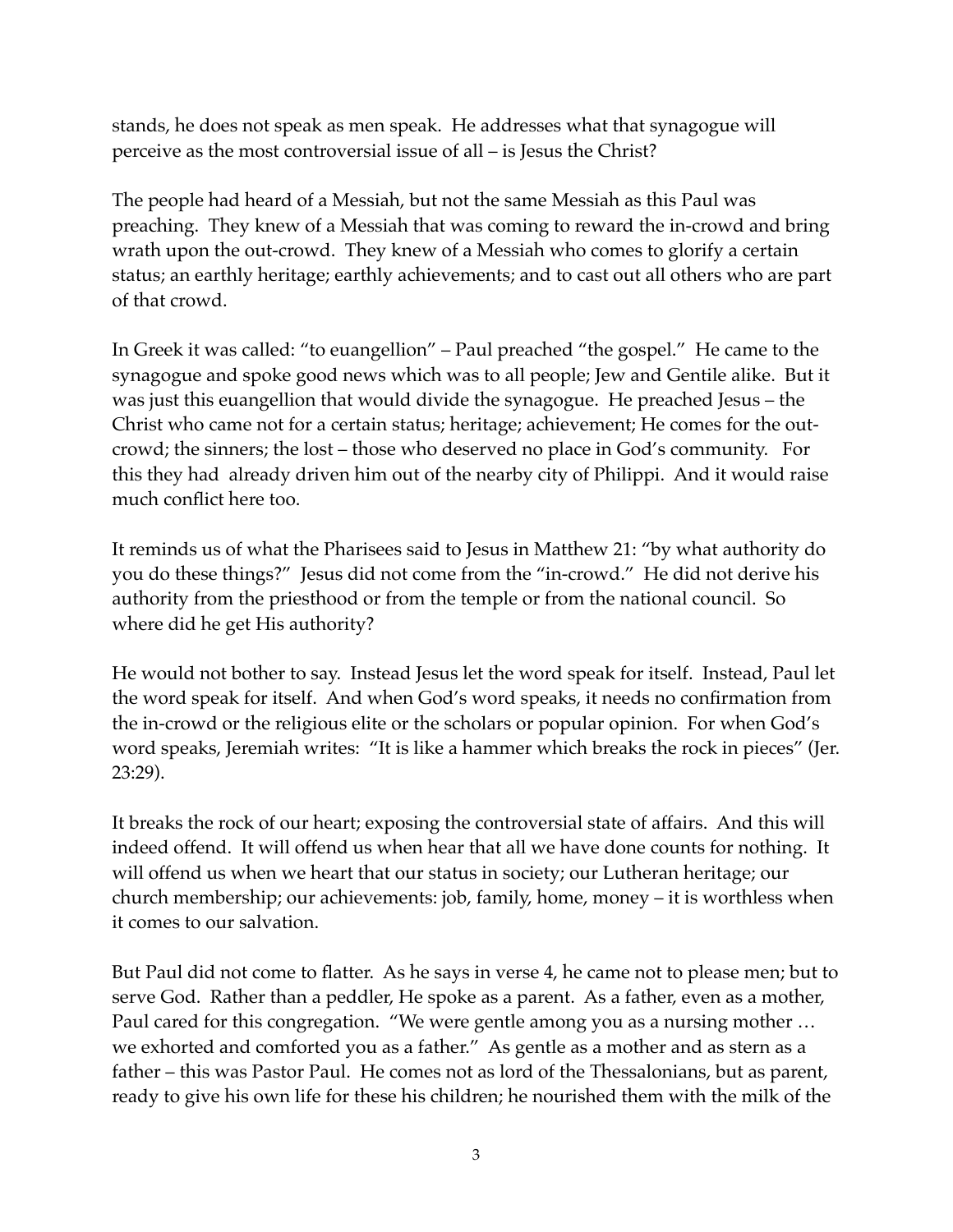stands, he does not speak as men speak. He addresses what that synagogue will perceive as the most controversial issue of all – is Jesus the Christ?

The people had heard of a Messiah, but not the same Messiah as this Paul was preaching. They knew of a Messiah that was coming to reward the in-crowd and bring wrath upon the out-crowd. They knew of a Messiah who comes to glorify a certain status; an earthly heritage; earthly achievements; and to cast out all others who are part of that crowd.

In Greek it was called: "to euangellion" – Paul preached "the gospel." He came to the synagogue and spoke good news which was to all people; Jew and Gentile alike. But it was just this euangellion that would divide the synagogue. He preached Jesus – the Christ who came not for a certain status; heritage; achievement; He comes for the out-crowd; the sinners; the lost – those who deserved no place in God's community. For this they had already driven him out of the nearby city of Philippi. And it would raise much conflict here too.

It reminds us of what the Pharisees said to Jesus in Matthew 21: "by what authority do you do these things?" Jesus did not come from the "in-crowd." He did not derive his authority from the priesthood or from the temple or from the national council. So where did he get His authority?

He would not bother to say. Instead Jesus let the word speak for itself. Instead, Paul let the word speak for itself. And when God's word speaks, it needs no confirmation from the in-crowd or the religious elite or the scholars or popular opinion. For when God's word speaks, Jeremiah writes: "It is like a hammer which breaks the rock in pieces" (Jer. 23:29).

It breaks the rock of our heart; exposing the controversial state of affairs. And this will indeed offend. It will offend us when hear that all we have done counts for nothing. It will offend us when we heart that our status in society; our Lutheran heritage; our church membership; our achievements: job, family, home, money – it is worthless when it comes to our salvation.

But Paul did not come to flatter. As he says in verse 4, he came not to please men; but to serve God. Rather than a peddler, He spoke as a parent. As a father, even as a mother, Paul cared for this congregation. "We were gentle among you as a nursing mother … we exhorted and comforted you as a father." As gentle as a mother and as stern as a father – this was Pastor Paul. He comes not as lord of the Thessalonians, but as parent, ready to give his own life for these his children; he nourished them with the milk of the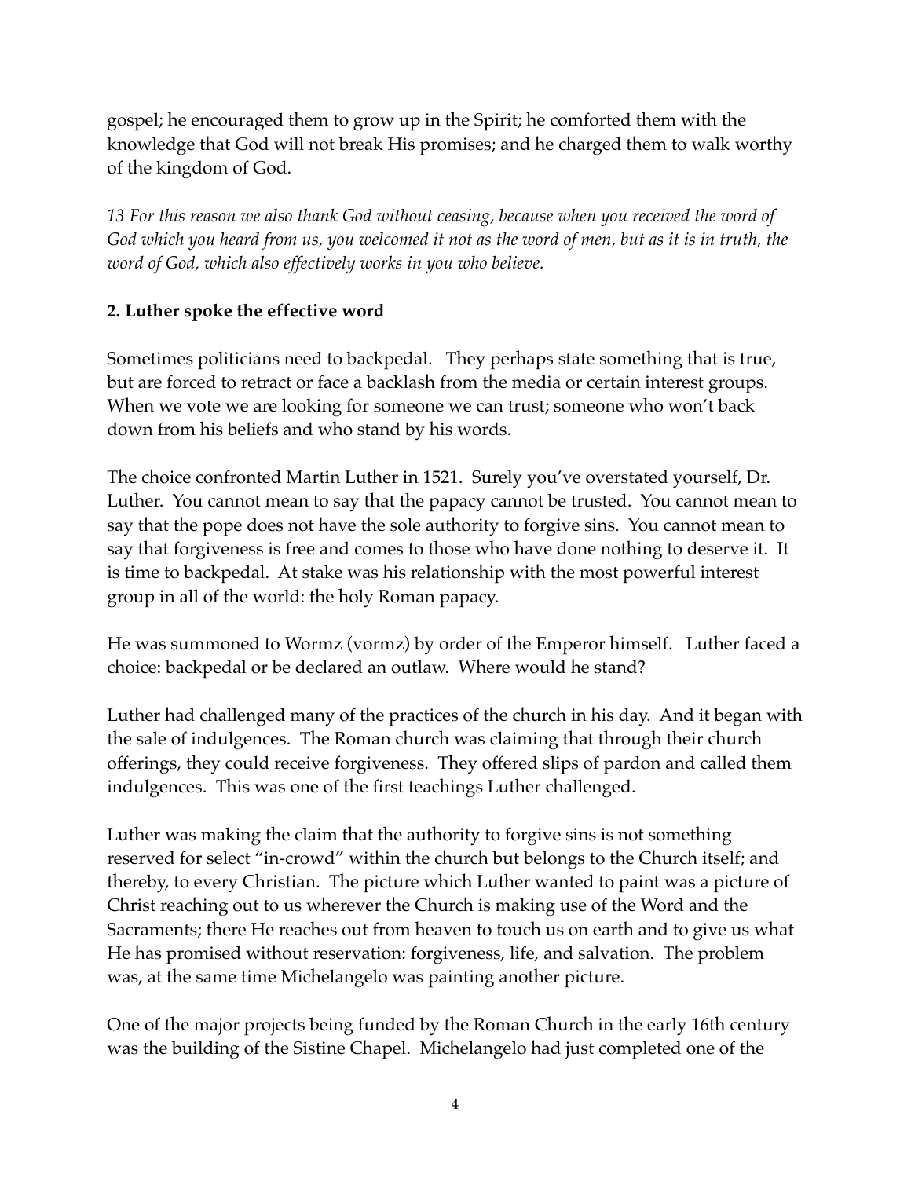gospel; he encouraged them to grow up in the Spirit; he comforted them with the knowledge that God will not break His promises; and he charged them to walk worthy of the kingdom of God.

*13 For this reason we also thank God without ceasing, because when you received the word of God which you heard from us, you welcomed it not as the word of men, but as it is in truth, the word of God, which also effectively works in you who believe.*

**2. Luther spoke the effective word**

Sometimes politicians need to backpedal. They perhaps state something that is true, but are forced to retract or face a backlash from the media or certain interest groups. When we vote we are looking for someone we can trust; someone who won't back down from his beliefs and who stand by his words.

The choice confronted Martin Luther in 1521. Surely you've overstated yourself, Dr. Luther. You cannot mean to say that the papacy cannot be trusted. You cannot mean to say that the pope does not have the sole authority to forgive sins. You cannot mean to say that forgiveness is free and comes to those who have done nothing to deserve it. It is time to backpedal. At stake was his relationship with the most powerful interest group in all of the world: the holy Roman papacy.

He was summoned to Wormz (vormz) by order of the Emperor himself. Luther faced a choice: backpedal or be declared an outlaw. Where would he stand?

Luther had challenged many of the practices of the church in his day. And it began with the sale of indulgences. The Roman church was claiming that through their church offerings, they could receive forgiveness. They offered slips of pardon and called them indulgences. This was one of the first teachings Luther challenged.

Luther was making the claim that the authority to forgive sins is not something reserved for select "in-crowd" within the church but belongs to the Church itself; and thereby, to every Christian. The picture which Luther wanted to paint was a picture of Christ reaching out to us wherever the Church is making use of the Word and the Sacraments; there He reaches out from heaven to touch us on earth and to give us what He has promised without reservation: forgiveness, life, and salvation. The problem was, at the same time Michelangelo was painting another picture.

One of the major projects being funded by the Roman Church in the early 16th century was the building of the Sistine Chapel. Michelangelo had just completed one of the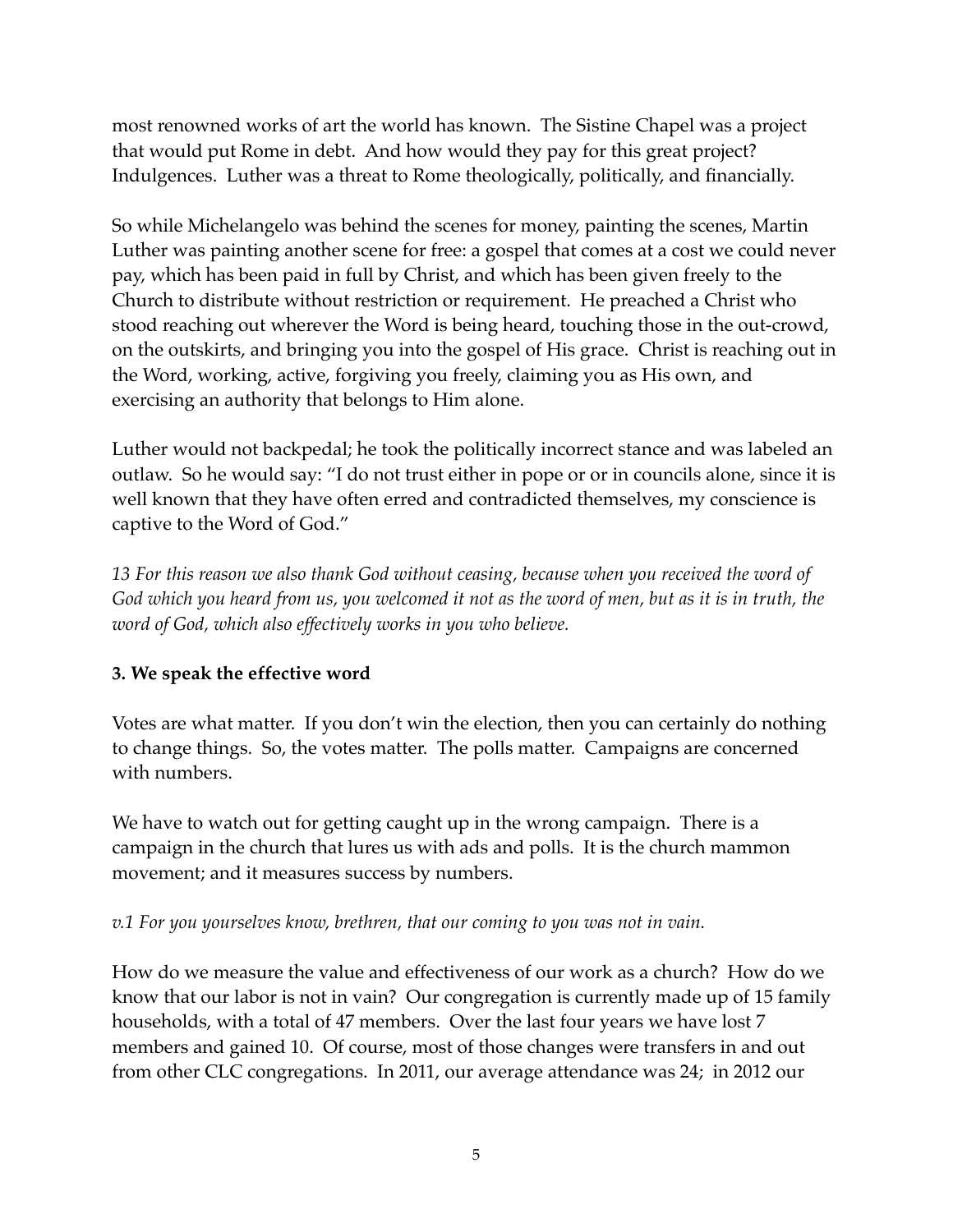most renowned works of art the world has known. The Sistine Chapel was a project that would put Rome in debt. And how would they pay for this great project? Indulgences. Luther was a threat to Rome theologically, politically, and financially.

So while Michelangelo was behind the scenes for money, painting the scenes, Martin Luther was painting another scene for free: a gospel that comes at a cost we could never pay, which has been paid in full by Christ, and which has been given freely to the Church to distribute without restriction or requirement. He preached a Christ who stood reaching out wherever the Word is being heard, touching those in the out-crowd, on the outskirts, and bringing you into the gospel of His grace. Christ is reaching out in the Word, working, active, forgiving you freely, claiming you as His own, and exercising an authority that belongs to Him alone.

Luther would not backpedal; he took the politically incorrect stance and was labeled an outlaw. So he would say: "I do not trust either in pope or or in councils alone, since it is well known that they have often erred and contradicted themselves, my conscience is captive to the Word of God."

*13 For this reason we also thank God without ceasing, because when you received the word of God which you heard from us, you welcomed it not as the word of men, but as it is in truth, the word of God, which also effectively works in you who believe.*

**3. We speak the effective word**

Votes are what matter. If you don't win the election, then you can certainly do nothing to change things. So, the votes matter. The polls matter. Campaigns are concerned with numbers.

We have to watch out for getting caught up in the wrong campaign. There is a campaign in the church that lures us with ads and polls. It is the church mammon movement; and it measures success by numbers.

*v.1 For you yourselves know, brethren, that our coming to you was not in vain.*

How do we measure the value and effectiveness of our work as a church? How do we know that our labor is not in vain? Our congregation is currently made up of 15 family households, with a total of 47 members. Over the last four years we have lost 7 members and gained 10. Of course, most of those changes were transfers in and out from other CLC congregations. In 2011, our average attendance was 24; in 2012 our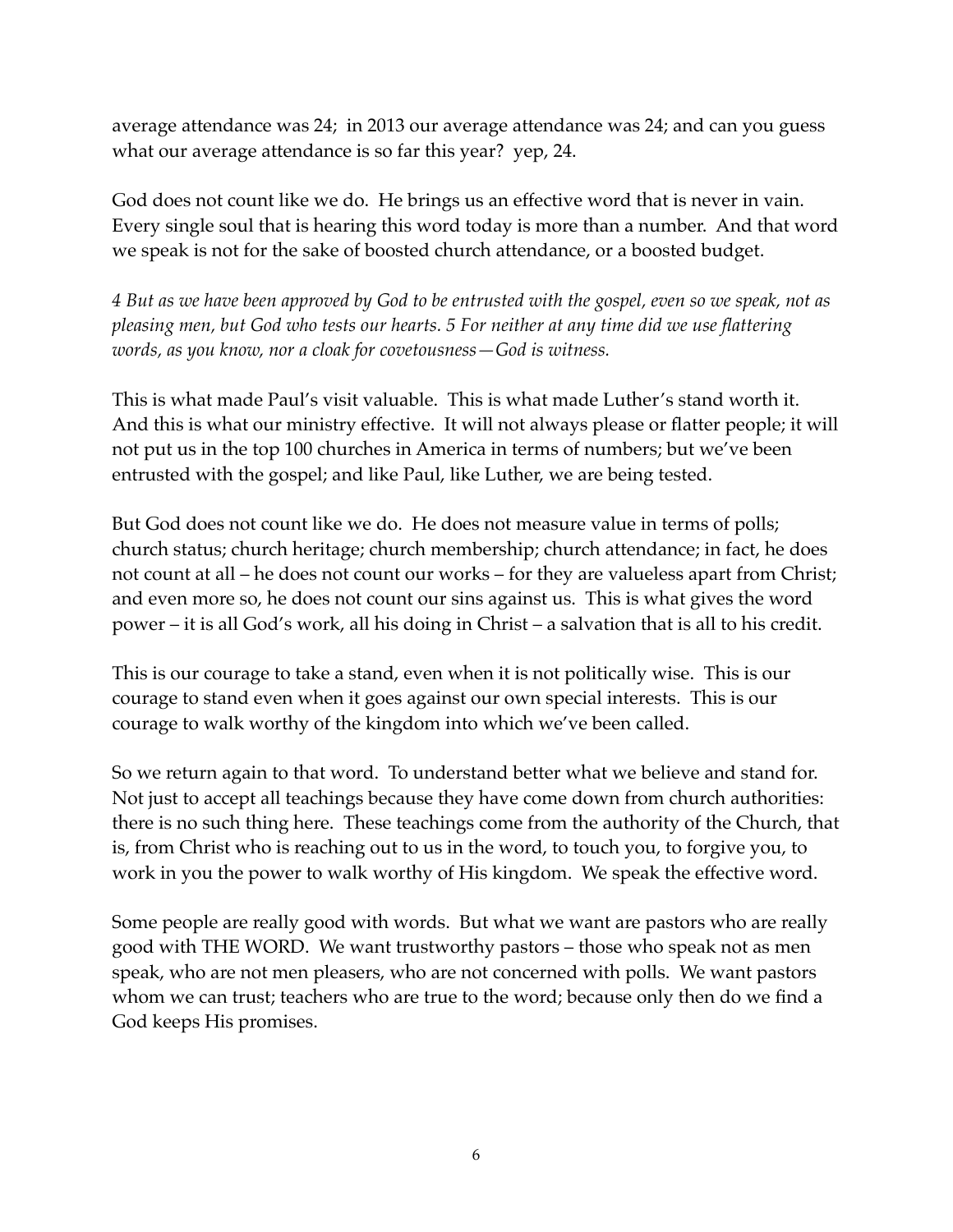average attendance was 24; in 2013 our average attendance was 24; and can you guess what our average attendance is so far this year? yep, 24.

God does not count like we do. He brings us an effective word that is never in vain. Every single soul that is hearing this word today is more than a number. And that word we speak is not for the sake of boosted church attendance, or a boosted budget.

*4 But as we have been approved by God to be entrusted with the gospel, even so we speak, not as pleasing men, but God who tests our hearts. 5 For neither at any time did we use flattering words, as you know, nor a cloak for covetousness—God is witness.*

This is what made Paul's visit valuable. This is what made Luther's stand worth it. And this is what our ministry effective. It will not always please or flatter people; it will not put us in the top 100 churches in America in terms of numbers; but we've been entrusted with the gospel; and like Paul, like Luther, we are being tested.

But God does not count like we do. He does not measure value in terms of polls; church status; church heritage; church membership; church attendance; in fact, he does not count at all – he does not count our works – for they are valueless apart from Christ; and even more so, he does not count our sins against us. This is what gives the word power – it is all God's work, all his doing in Christ – a salvation that is all to his credit.

This is our courage to take a stand, even when it is not politically wise. This is our courage to stand even when it goes against our own special interests. This is our courage to walk worthy of the kingdom into which we've been called.

So we return again to that word. To understand better what we believe and stand for. Not just to accept all teachings because they have come down from church authorities: there is no such thing here. These teachings come from the authority of the Church, that is, from Christ who is reaching out to us in the word, to touch you, to forgive you, to work in you the power to walk worthy of His kingdom. We speak the effective word.

Some people are really good with words. But what we want are pastors who are really good with THE WORD. We want trustworthy pastors – those who speak not as men speak, who are not men pleasers, who are not concerned with polls. We want pastors whom we can trust; teachers who are true to the word; because only then do we find a God keeps His promises.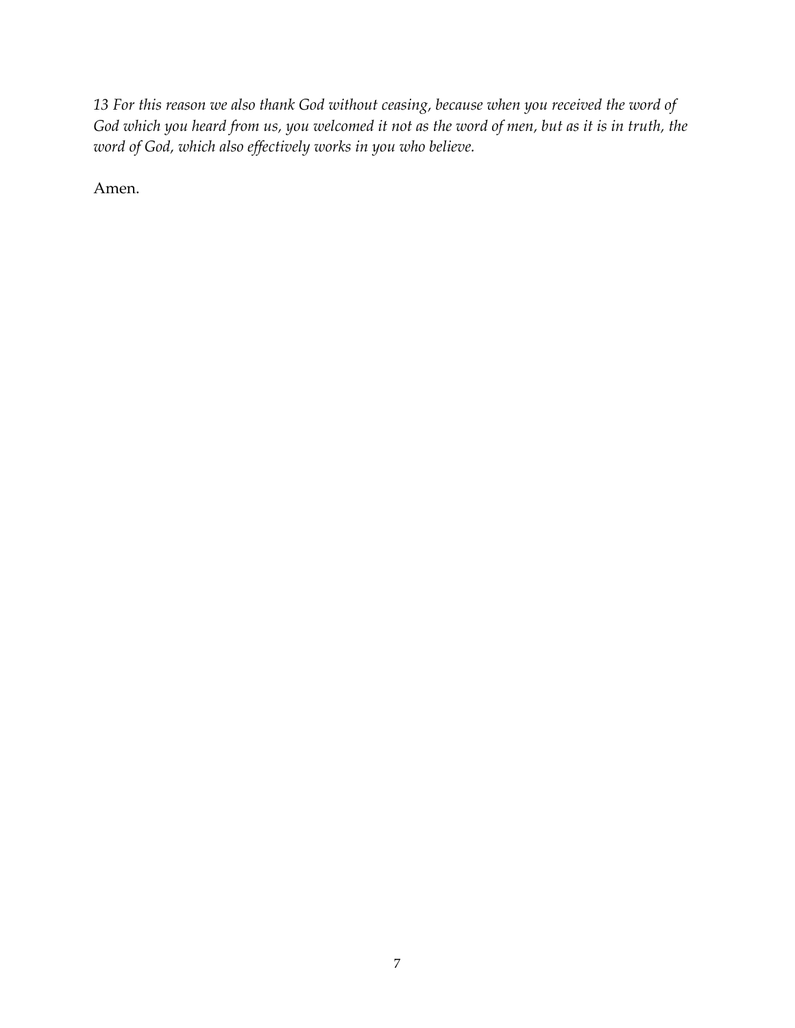*13 For this reason we also thank God without ceasing, because when you received the word of God which you heard from us, you welcomed it not as the word of men, but as it is in truth, the word of God, which also effectively works in you who believe.*

Amen.